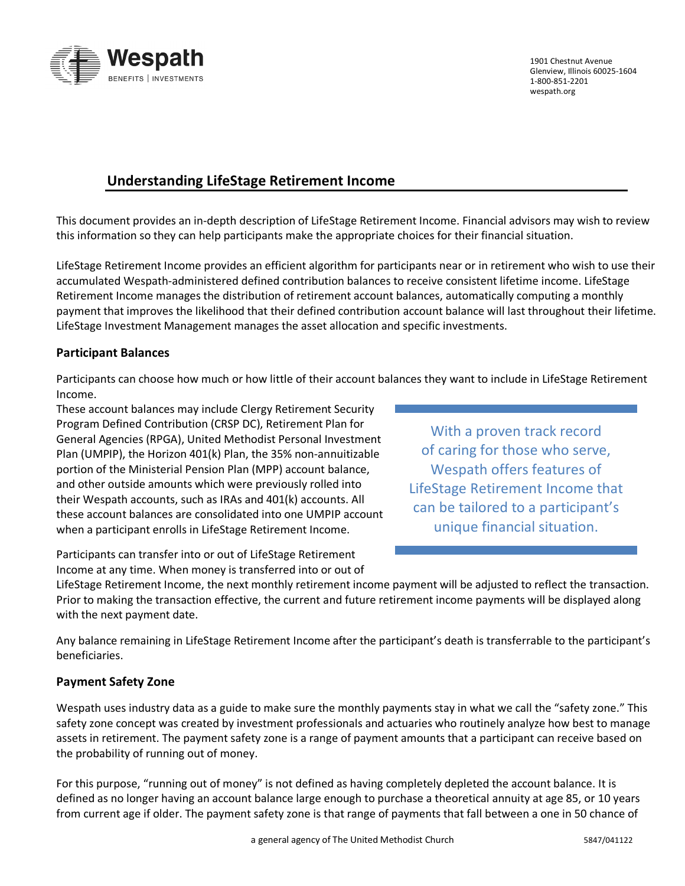Wespath BENEFITS | INVESTMENTS

1901 Chestnut Avenue
Glenview, Illinois 60025-1604
1-800-851-2201
wespath.org

## Understanding LifeStage Retirement Income

This document provides an in-depth description of LifeStage Retirement Income. Financial advisors may wish to review this information so they can help participants make the appropriate choices for their financial situation.

LifeStage Retirement Income provides an efficient algorithm for participants near or in retirement who wish to use their accumulated Wespath-administered defined contribution balances to receive consistent lifetime income. LifeStage Retirement Income manages the distribution of retirement account balances, automatically computing a monthly payment that improves the likelihood that their defined contribution account balance will last throughout their lifetime. LifeStage Investment Management manages the asset allocation and specific investments.

### Participant Balances

Participants can choose how much or how little of their account balances they want to include in LifeStage Retirement Income.

These account balances may include Clergy Retirement Security Program Defined Contribution (CRSP DC), Retirement Plan for General Agencies (RPGA), United Methodist Personal Investment Plan (UMPIP), the Horizon 401(k) Plan, the 35% non-annuitizable portion of the Ministerial Pension Plan (MPP) account balance, and other outside amounts which were previously rolled into their Wespath accounts, such as IRAs and 401(k) accounts. All these account balances are consolidated into one UMPIP account when a participant enrolls in LifeStage Retirement Income.

> With a proven track record of caring for those who serve, Wespath offers features of LifeStage Retirement Income that can be tailored to a participant's unique financial situation.

Participants can transfer into or out of LifeStage Retirement Income at any time. When money is transferred into or out of LifeStage Retirement Income, the next monthly retirement income payment will be adjusted to reflect the transaction. Prior to making the transaction effective, the current and future retirement income payments will be displayed along with the next payment date.

Any balance remaining in LifeStage Retirement Income after the participant's death is transferrable to the participant's beneficiaries.

### Payment Safety Zone

Wespath uses industry data as a guide to make sure the monthly payments stay in what we call the "safety zone." This safety zone concept was created by investment professionals and actuaries who routinely analyze how best to manage assets in retirement. The payment safety zone is a range of payment amounts that a participant can receive based on the probability of running out of money.

For this purpose, "running out of money" is not defined as having completely depleted the account balance. It is defined as no longer having an account balance large enough to purchase a theoretical annuity at age 85, or 10 years from current age if older. The payment safety zone is that range of payments that fall between a one in 50 chance of

a general agency of The United Methodist Church

5847/041122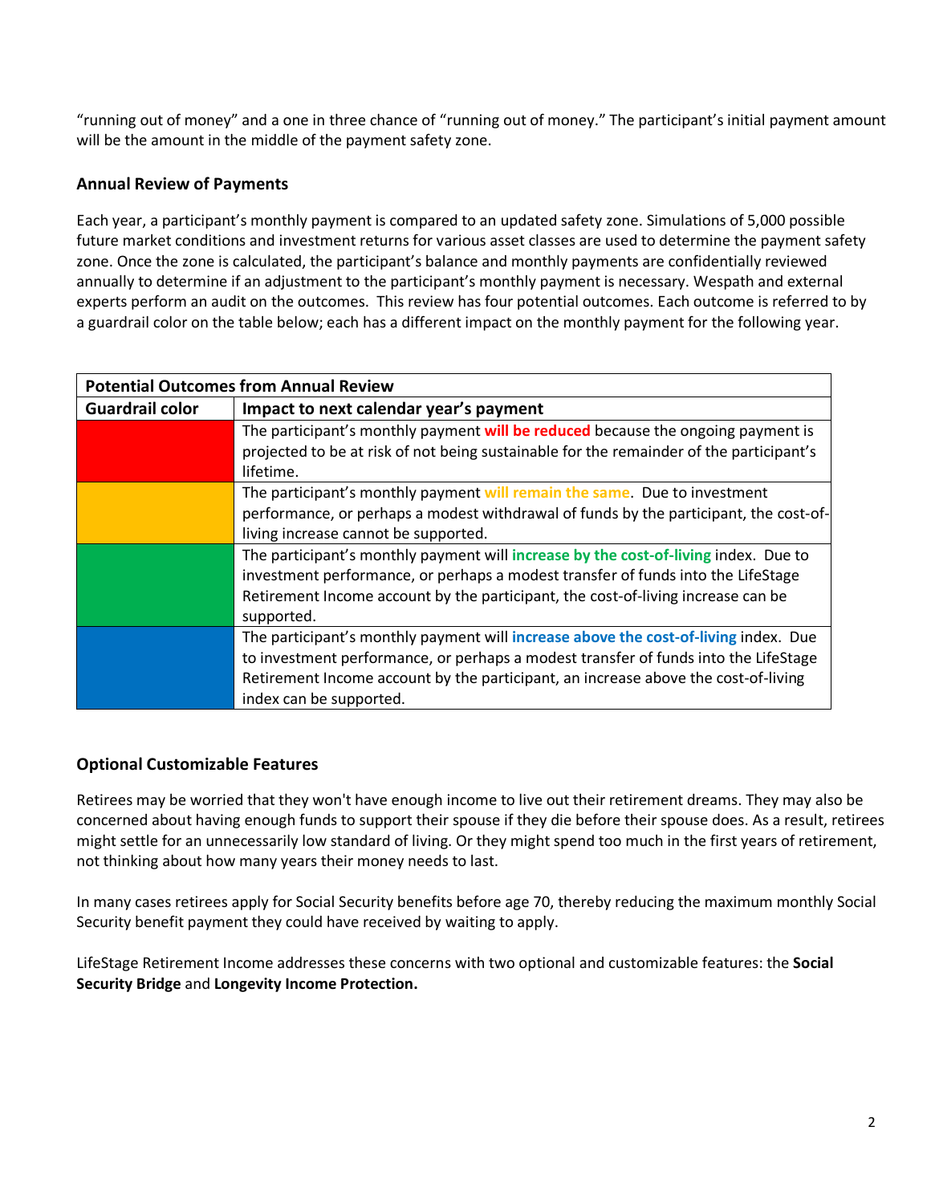"running out of money" and a one in three chance of "running out of money." The participant's initial payment amount will be the amount in the middle of the payment safety zone.

### Annual Review of Payments

Each year, a participant's monthly payment is compared to an updated safety zone. Simulations of 5,000 possible future market conditions and investment returns for various asset classes are used to determine the payment safety zone. Once the zone is calculated, the participant's balance and monthly payments are confidentially reviewed annually to determine if an adjustment to the participant's monthly payment is necessary. Wespath and external experts perform an audit on the outcomes. This review has four potential outcomes. Each outcome is referred to by a guardrail color on the table below; each has a different impact on the monthly payment for the following year.

| Potential Outcomes from Annual Review | |
|---|---|
| **Guardrail color** | **Impact to next calendar year's payment** |
| Red | The participant's monthly payment **will be reduced** because the ongoing payment is projected to be at risk of not being sustainable for the remainder of the participant's lifetime. |
| Yellow | The participant's monthly payment **will remain the same**. Due to investment performance, or perhaps a modest withdrawal of funds by the participant, the cost-of-living increase cannot be supported. |
| Green | The participant's monthly payment will **increase by the cost-of-living** index. Due to investment performance, or perhaps a modest transfer of funds into the LifeStage Retirement Income account by the participant, the cost-of-living increase can be supported. |
| Blue | The participant's monthly payment will **increase above the cost-of-living** index. Due to investment performance, or perhaps a modest transfer of funds into the LifeStage Retirement Income account by the participant, an increase above the cost-of-living index can be supported. |

### Optional Customizable Features

Retirees may be worried that they won't have enough income to live out their retirement dreams. They may also be concerned about having enough funds to support their spouse if they die before their spouse does. As a result, retirees might settle for an unnecessarily low standard of living. Or they might spend too much in the first years of retirement, not thinking about how many years their money needs to last.

In many cases retirees apply for Social Security benefits before age 70, thereby reducing the maximum monthly Social Security benefit payment they could have received by waiting to apply.

LifeStage Retirement Income addresses these concerns with two optional and customizable features: the **Social Security Bridge** and **Longevity Income Protection.**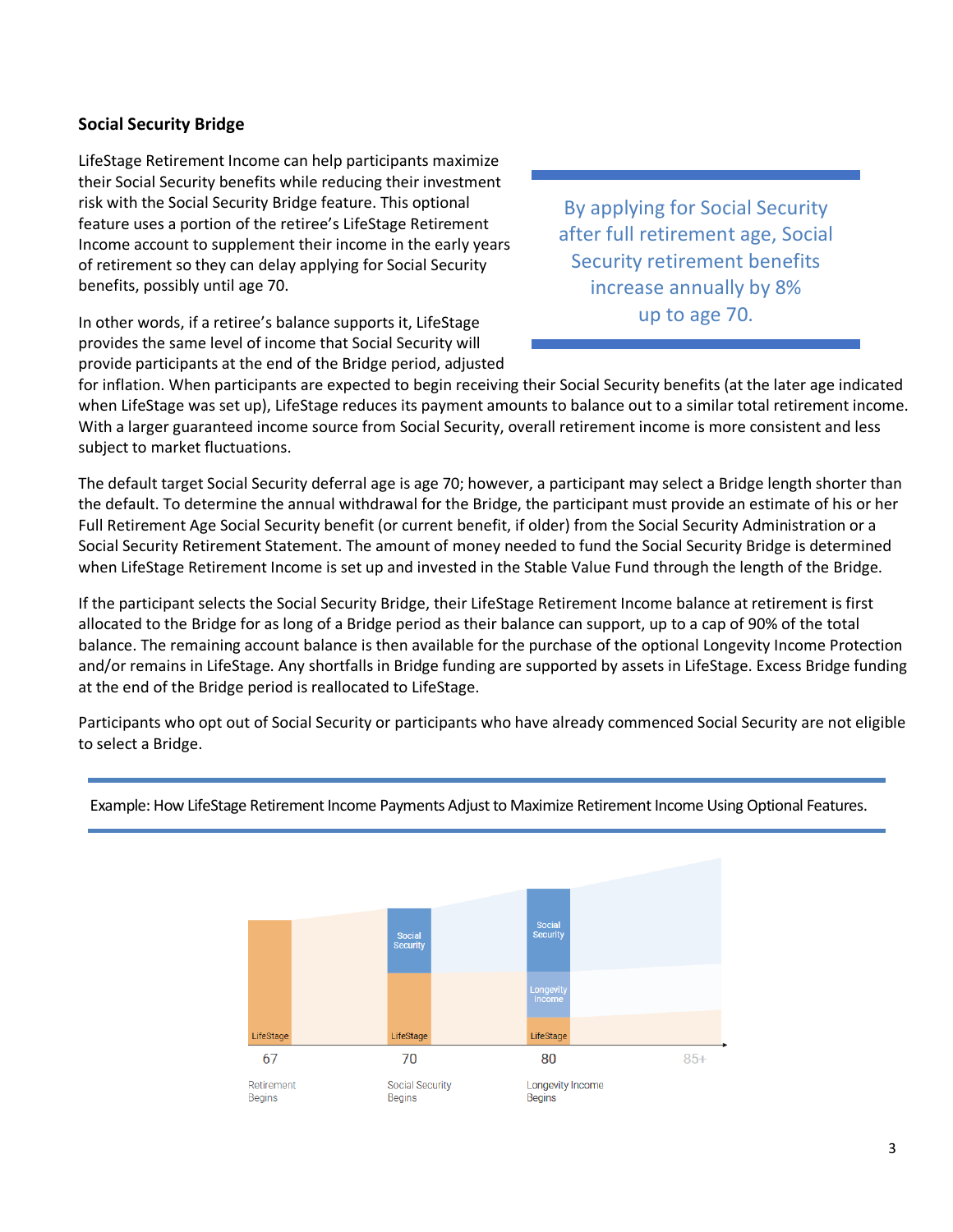## Social Security Bridge

LifeStage Retirement Income can help participants maximize their Social Security benefits while reducing their investment risk with the Social Security Bridge feature. This optional feature uses a portion of the retiree's LifeStage Retirement Income account to supplement their income in the early years of retirement so they can delay applying for Social Security benefits, possibly until age 70.

> By applying for Social Security after full retirement age, Social Security retirement benefits increase annually by 8% up to age 70.

In other words, if a retiree's balance supports it, LifeStage provides the same level of income that Social Security will provide participants at the end of the Bridge period, adjusted for inflation. When participants are expected to begin receiving their Social Security benefits (at the later age indicated when LifeStage was set up), LifeStage reduces its payment amounts to balance out to a similar total retirement income. With a larger guaranteed income source from Social Security, overall retirement income is more consistent and less subject to market fluctuations.

The default target Social Security deferral age is age 70; however, a participant may select a Bridge length shorter than the default. To determine the annual withdrawal for the Bridge, the participant must provide an estimate of his or her Full Retirement Age Social Security benefit (or current benefit, if older) from the Social Security Administration or a Social Security Retirement Statement. The amount of money needed to fund the Social Security Bridge is determined when LifeStage Retirement Income is set up and invested in the Stable Value Fund through the length of the Bridge.

If the participant selects the Social Security Bridge, their LifeStage Retirement Income balance at retirement is first allocated to the Bridge for as long of a Bridge period as their balance can support, up to a cap of 90% of the total balance. The remaining account balance is then available for the purchase of the optional Longevity Income Protection and/or remains in LifeStage. Any shortfalls in Bridge funding are supported by assets in LifeStage. Excess Bridge funding at the end of the Bridge period is reallocated to LifeStage.

Participants who opt out of Social Security or participants who have already commenced Social Security are not eligible to select a Bridge.

Example: How LifeStage Retirement Income Payments Adjust to Maximize Retirement Income Using Optional Features.

LifeStage | Social Security / LifeStage | Social Security / Longevity Income / LifeStage

67 Retirement Begins | 70 Social Security Begins | 80 Longevity Income Begins | 85+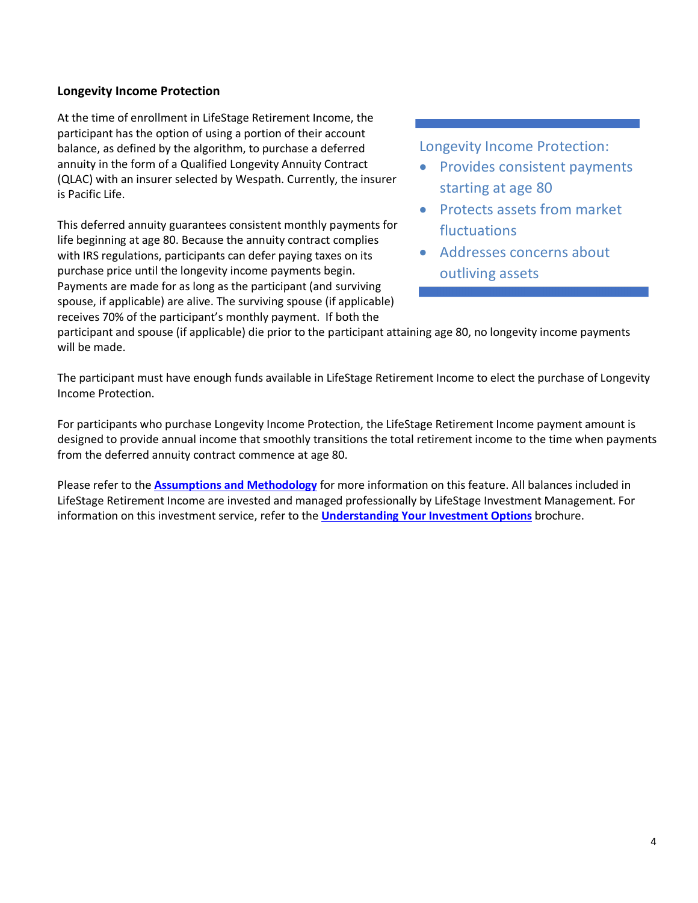**Longevity Income Protection**

At the time of enrollment in LifeStage Retirement Income, the participant has the option of using a portion of their account balance, as defined by the algorithm, to purchase a deferred annuity in the form of a Qualified Longevity Annuity Contract (QLAC) with an insurer selected by Wespath. Currently, the insurer is Pacific Life.

> Longevity Income Protection:
>
> - Provides consistent payments starting at age 80
> - Protects assets from market fluctuations
> - Addresses concerns about outliving assets

This deferred annuity guarantees consistent monthly payments for life beginning at age 80. Because the annuity contract complies with IRS regulations, participants can defer paying taxes on its purchase price until the longevity income payments begin. Payments are made for as long as the participant (and surviving spouse, if applicable) are alive. The surviving spouse (if applicable) receives 70% of the participant's monthly payment. If both the participant and spouse (if applicable) die prior to the participant attaining age 80, no longevity income payments will be made.

The participant must have enough funds available in LifeStage Retirement Income to elect the purchase of Longevity Income Protection.

For participants who purchase Longevity Income Protection, the LifeStage Retirement Income payment amount is designed to provide annual income that smoothly transitions the total retirement income to the time when payments from the deferred annuity contract commence at age 80.

Please refer to the **Assumptions and Methodology** for more information on this feature. All balances included in LifeStage Retirement Income are invested and managed professionally by LifeStage Investment Management. For information on this investment service, refer to the **Understanding Your Investment Options** brochure.